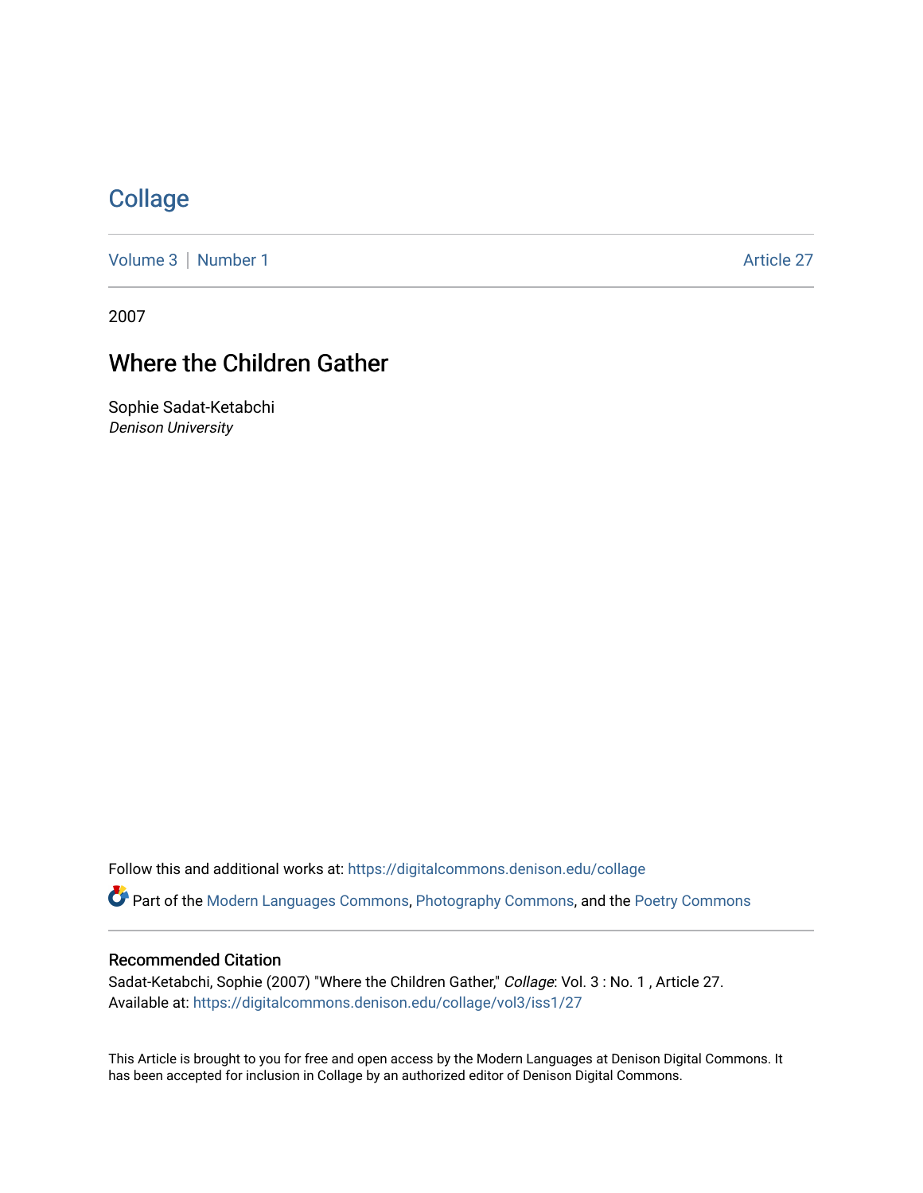# Collage

Volume 3 | Number 1 Article 27

2007

## Where the Children Gather

Sophie Sadat-Ketabchi
*Denison University*

Follow this and additional works at: https://digitalcommons.denison.edu/collage

Part of the Modern Languages Commons, Photography Commons, and the Poetry Commons

### Recommended Citation

Sadat-Ketabchi, Sophie (2007) "Where the Children Gather," *Collage*: Vol. 3 : No. 1 , Article 27.
Available at: https://digitalcommons.denison.edu/collage/vol3/iss1/27

This Article is brought to you for free and open access by the Modern Languages at Denison Digital Commons. It has been accepted for inclusion in Collage by an authorized editor of Denison Digital Commons.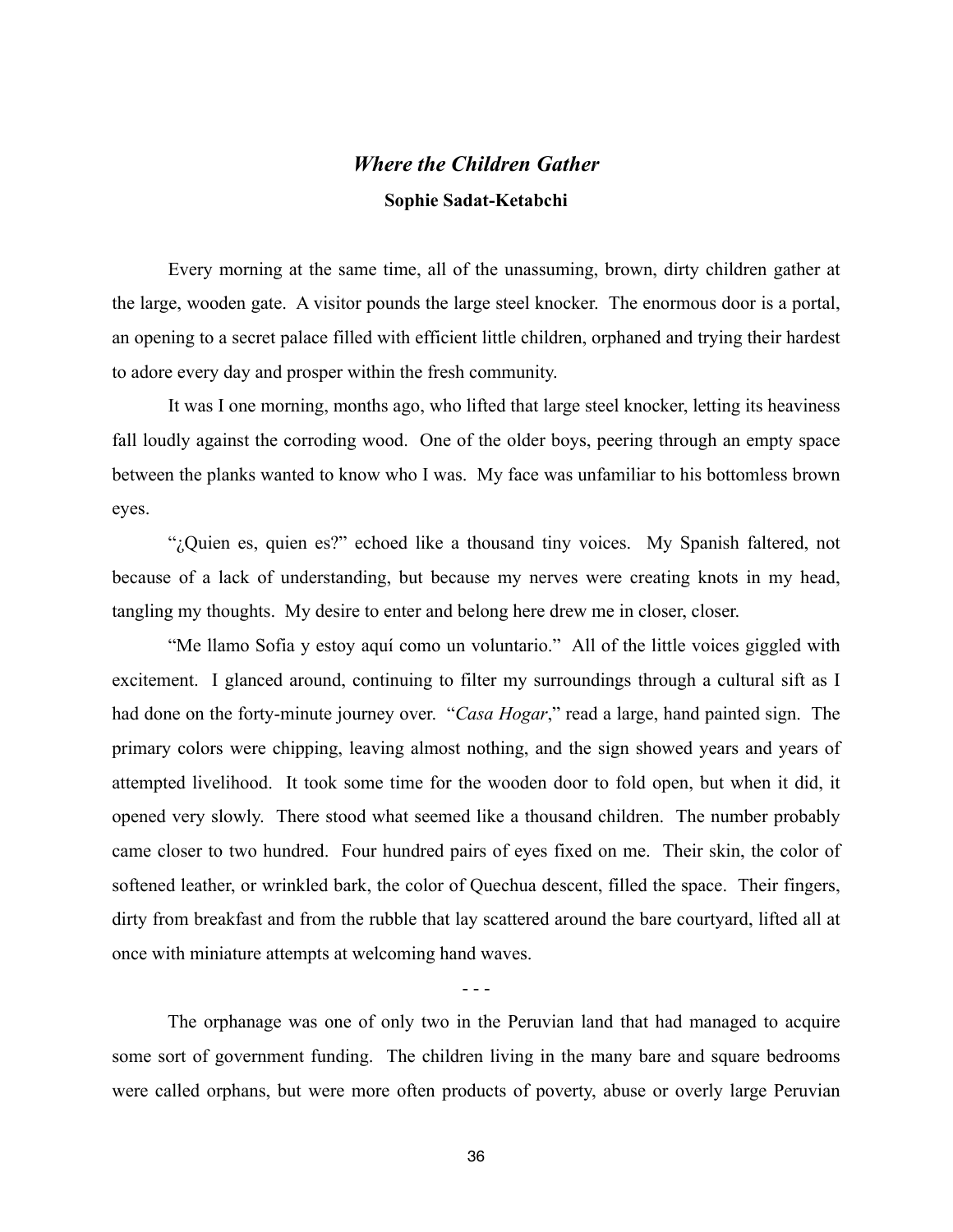## *Where the Children Gather*

**Sophie Sadat-Ketabchi**

Every morning at the same time, all of the unassuming, brown, dirty children gather at the large, wooden gate. A visitor pounds the large steel knocker. The enormous door is a portal, an opening to a secret palace filled with efficient little children, orphaned and trying their hardest to adore every day and prosper within the fresh community.

It was I one morning, months ago, who lifted that large steel knocker, letting its heaviness fall loudly against the corroding wood. One of the older boys, peering through an empty space between the planks wanted to know who I was. My face was unfamiliar to his bottomless brown eyes.

"¿Quien es, quien es?" echoed like a thousand tiny voices. My Spanish faltered, not because of a lack of understanding, but because my nerves were creating knots in my head, tangling my thoughts. My desire to enter and belong here drew me in closer, closer.

"Me llamo Sofia y estoy aquí como un voluntario." All of the little voices giggled with excitement. I glanced around, continuing to filter my surroundings through a cultural sift as I had done on the forty-minute journey over. "*Casa Hogar*," read a large, hand painted sign. The primary colors were chipping, leaving almost nothing, and the sign showed years and years of attempted livelihood. It took some time for the wooden door to fold open, but when it did, it opened very slowly. There stood what seemed like a thousand children. The number probably came closer to two hundred. Four hundred pairs of eyes fixed on me. Their skin, the color of softened leather, or wrinkled bark, the color of Quechua descent, filled the space. Their fingers, dirty from breakfast and from the rubble that lay scattered around the bare courtyard, lifted all at once with miniature attempts at welcoming hand waves.

- - -

The orphanage was one of only two in the Peruvian land that had managed to acquire some sort of government funding. The children living in the many bare and square bedrooms were called orphans, but were more often products of poverty, abuse or overly large Peruvian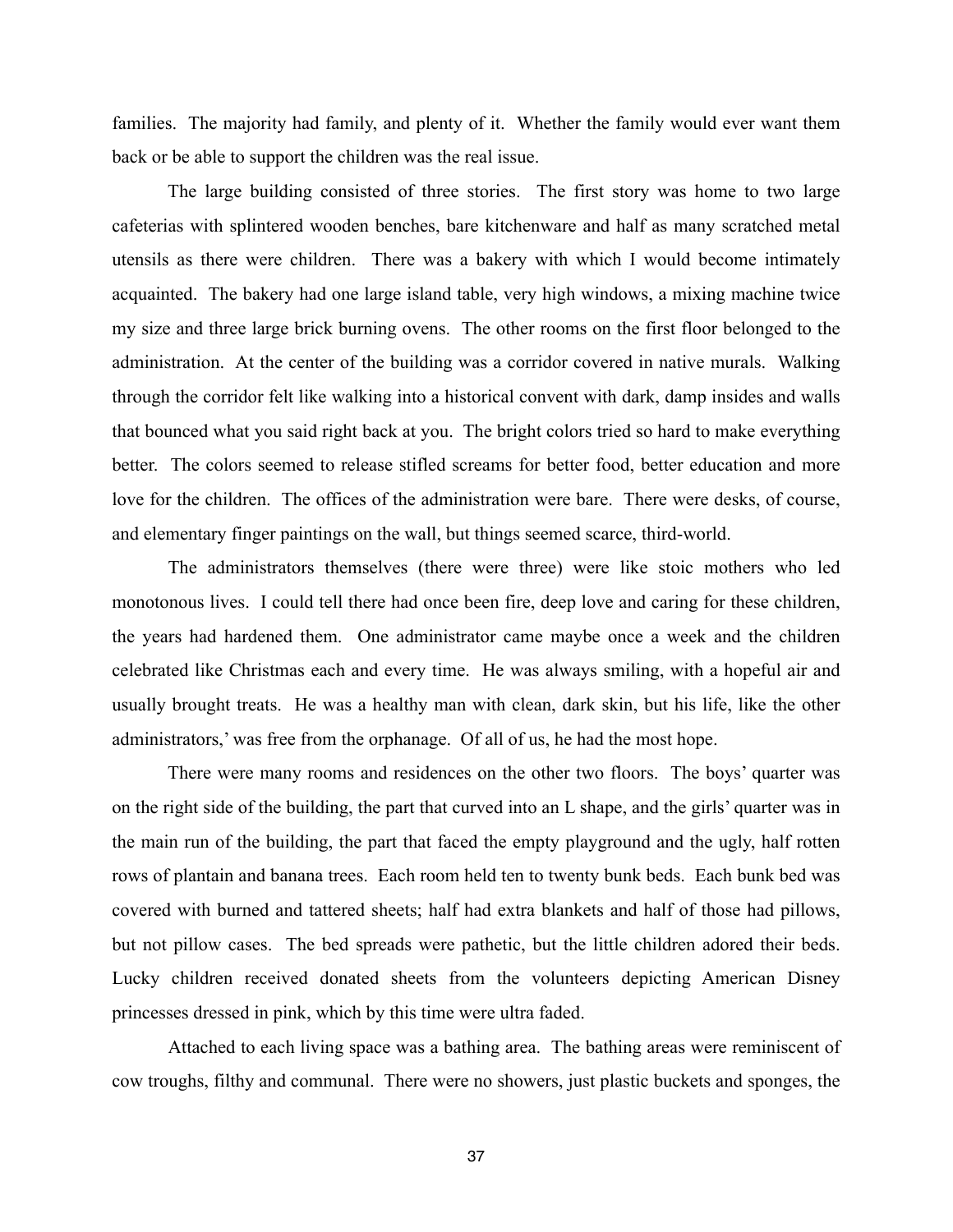families. The majority had family, and plenty of it. Whether the family would ever want them back or be able to support the children was the real issue.

The large building consisted of three stories. The first story was home to two large cafeterias with splintered wooden benches, bare kitchenware and half as many scratched metal utensils as there were children. There was a bakery with which I would become intimately acquainted. The bakery had one large island table, very high windows, a mixing machine twice my size and three large brick burning ovens. The other rooms on the first floor belonged to the administration. At the center of the building was a corridor covered in native murals. Walking through the corridor felt like walking into a historical convent with dark, damp insides and walls that bounced what you said right back at you. The bright colors tried so hard to make everything better. The colors seemed to release stifled screams for better food, better education and more love for the children. The offices of the administration were bare. There were desks, of course, and elementary finger paintings on the wall, but things seemed scarce, third-world.

The administrators themselves (there were three) were like stoic mothers who led monotonous lives. I could tell there had once been fire, deep love and caring for these children, the years had hardened them. One administrator came maybe once a week and the children celebrated like Christmas each and every time. He was always smiling, with a hopeful air and usually brought treats. He was a healthy man with clean, dark skin, but his life, like the other administrators,' was free from the orphanage. Of all of us, he had the most hope.

There were many rooms and residences on the other two floors. The boys' quarter was on the right side of the building, the part that curved into an L shape, and the girls' quarter was in the main run of the building, the part that faced the empty playground and the ugly, half rotten rows of plantain and banana trees. Each room held ten to twenty bunk beds. Each bunk bed was covered with burned and tattered sheets; half had extra blankets and half of those had pillows, but not pillow cases. The bed spreads were pathetic, but the little children adored their beds. Lucky children received donated sheets from the volunteers depicting American Disney princesses dressed in pink, which by this time were ultra faded.

Attached to each living space was a bathing area. The bathing areas were reminiscent of cow troughs, filthy and communal. There were no showers, just plastic buckets and sponges, the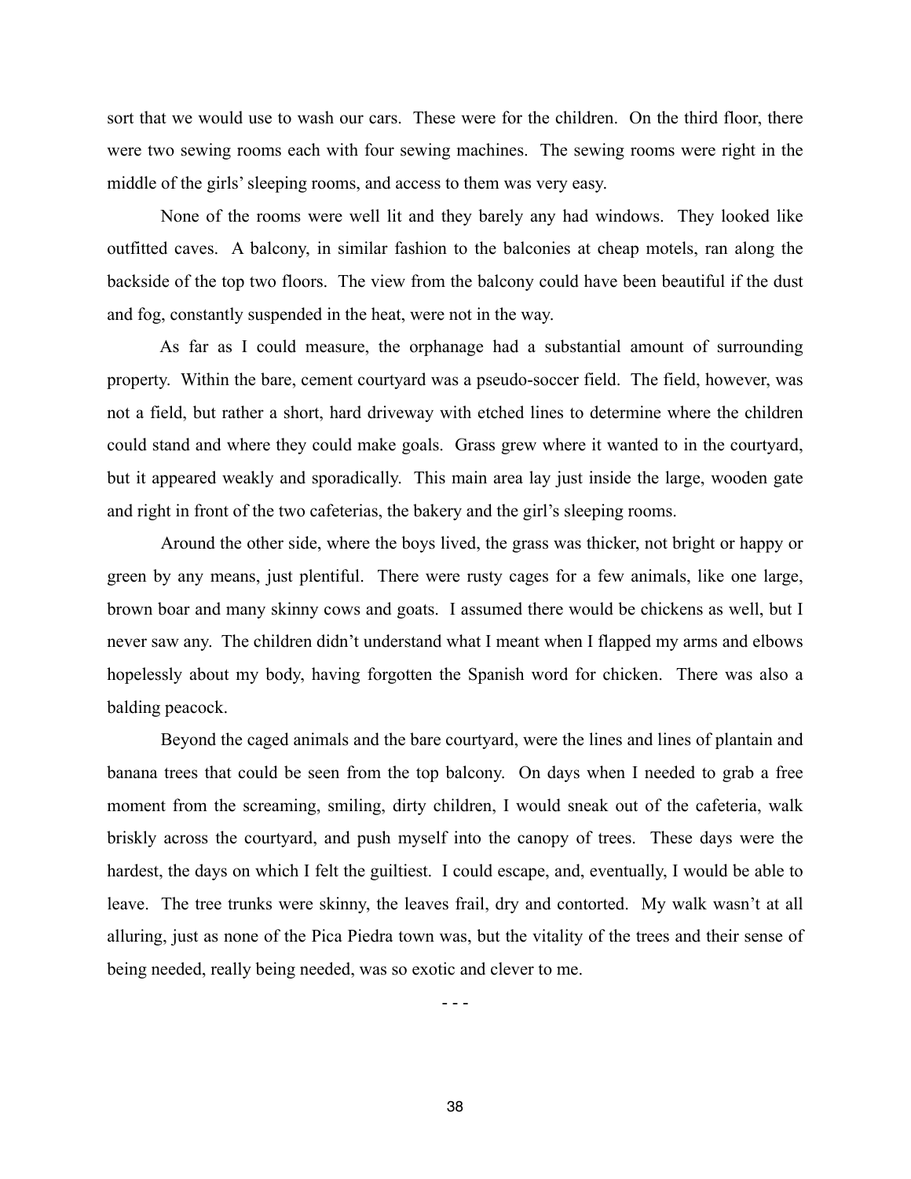sort that we would use to wash our cars. These were for the children. On the third floor, there were two sewing rooms each with four sewing machines. The sewing rooms were right in the middle of the girls' sleeping rooms, and access to them was very easy.

None of the rooms were well lit and they barely any had windows. They looked like outfitted caves. A balcony, in similar fashion to the balconies at cheap motels, ran along the backside of the top two floors. The view from the balcony could have been beautiful if the dust and fog, constantly suspended in the heat, were not in the way.

As far as I could measure, the orphanage had a substantial amount of surrounding property. Within the bare, cement courtyard was a pseudo-soccer field. The field, however, was not a field, but rather a short, hard driveway with etched lines to determine where the children could stand and where they could make goals. Grass grew where it wanted to in the courtyard, but it appeared weakly and sporadically. This main area lay just inside the large, wooden gate and right in front of the two cafeterias, the bakery and the girl's sleeping rooms.

Around the other side, where the boys lived, the grass was thicker, not bright or happy or green by any means, just plentiful. There were rusty cages for a few animals, like one large, brown boar and many skinny cows and goats. I assumed there would be chickens as well, but I never saw any. The children didn't understand what I meant when I flapped my arms and elbows hopelessly about my body, having forgotten the Spanish word for chicken. There was also a balding peacock.

Beyond the caged animals and the bare courtyard, were the lines and lines of plantain and banana trees that could be seen from the top balcony. On days when I needed to grab a free moment from the screaming, smiling, dirty children, I would sneak out of the cafeteria, walk briskly across the courtyard, and push myself into the canopy of trees. These days were the hardest, the days on which I felt the guiltiest. I could escape, and, eventually, I would be able to leave. The tree trunks were skinny, the leaves frail, dry and contorted. My walk wasn't at all alluring, just as none of the Pica Piedra town was, but the vitality of the trees and their sense of being needed, really being needed, was so exotic and clever to me.

- - -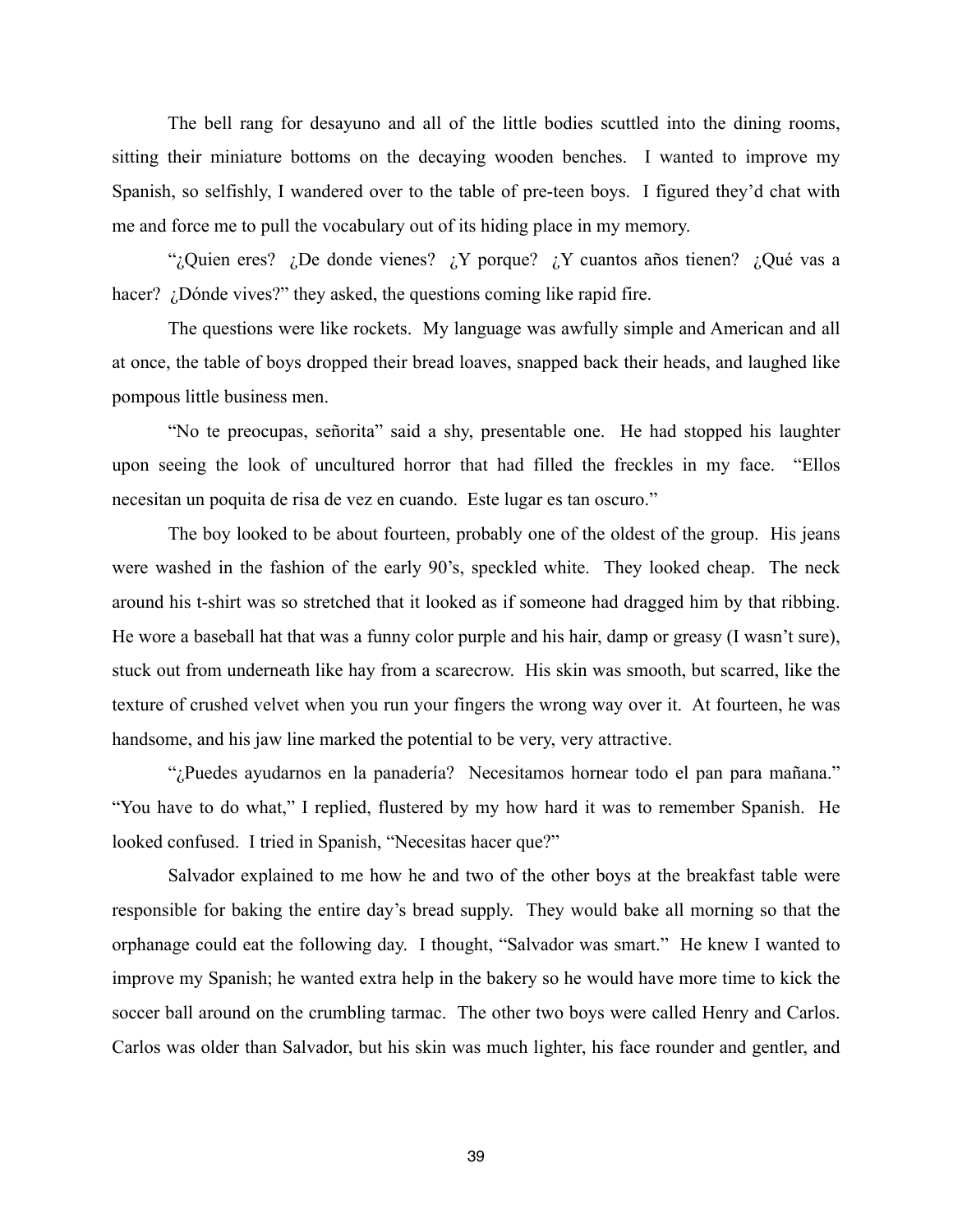The bell rang for desayuno and all of the little bodies scuttled into the dining rooms, sitting their miniature bottoms on the decaying wooden benches. I wanted to improve my Spanish, so selfishly, I wandered over to the table of pre-teen boys. I figured they'd chat with me and force me to pull the vocabulary out of its hiding place in my memory.

"¿Quien eres? ¿De donde vienes? ¿Y porque? ¿Y cuantos años tienen? ¿Qué vas a hacer? ¿Dónde vives?" they asked, the questions coming like rapid fire.

The questions were like rockets. My language was awfully simple and American and all at once, the table of boys dropped their bread loaves, snapped back their heads, and laughed like pompous little business men.

"No te preocupas, señorita" said a shy, presentable one. He had stopped his laughter upon seeing the look of uncultured horror that had filled the freckles in my face. "Ellos necesitan un poquita de risa de vez en cuando. Este lugar es tan oscuro."

The boy looked to be about fourteen, probably one of the oldest of the group. His jeans were washed in the fashion of the early 90's, speckled white. They looked cheap. The neck around his t-shirt was so stretched that it looked as if someone had dragged him by that ribbing. He wore a baseball hat that was a funny color purple and his hair, damp or greasy (I wasn't sure), stuck out from underneath like hay from a scarecrow. His skin was smooth, but scarred, like the texture of crushed velvet when you run your fingers the wrong way over it. At fourteen, he was handsome, and his jaw line marked the potential to be very, very attractive.

"¿Puedes ayudarnos en la panadería? Necesitamos hornear todo el pan para mañana." "You have to do what," I replied, flustered by my how hard it was to remember Spanish. He looked confused. I tried in Spanish, "Necesitas hacer que?"

Salvador explained to me how he and two of the other boys at the breakfast table were responsible for baking the entire day's bread supply. They would bake all morning so that the orphanage could eat the following day. I thought, "Salvador was smart." He knew I wanted to improve my Spanish; he wanted extra help in the bakery so he would have more time to kick the soccer ball around on the crumbling tarmac. The other two boys were called Henry and Carlos. Carlos was older than Salvador, but his skin was much lighter, his face rounder and gentler, and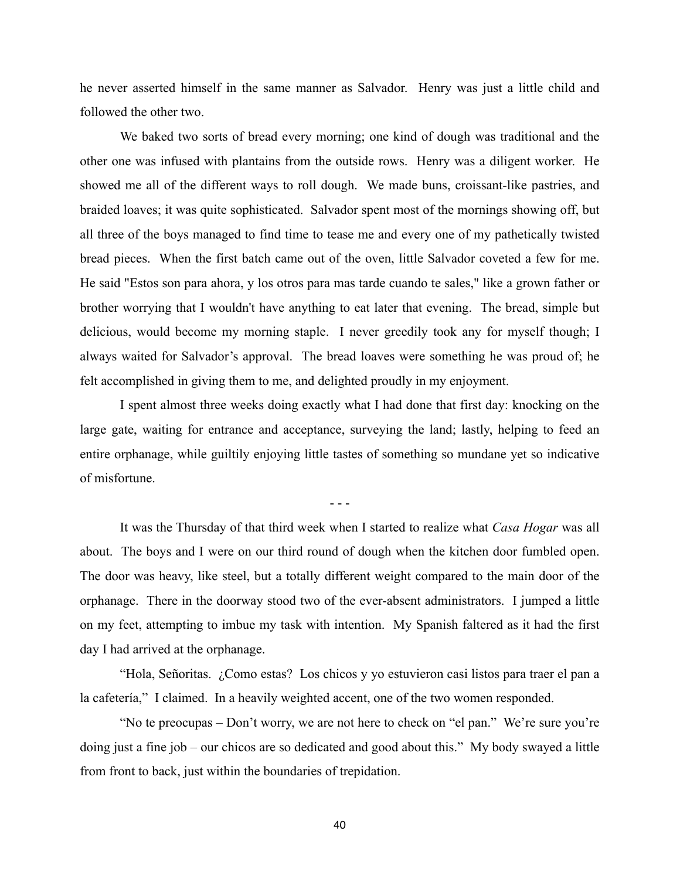he never asserted himself in the same manner as Salvador. Henry was just a little child and followed the other two.

We baked two sorts of bread every morning; one kind of dough was traditional and the other one was infused with plantains from the outside rows. Henry was a diligent worker. He showed me all of the different ways to roll dough. We made buns, croissant-like pastries, and braided loaves; it was quite sophisticated. Salvador spent most of the mornings showing off, but all three of the boys managed to find time to tease me and every one of my pathetically twisted bread pieces. When the first batch came out of the oven, little Salvador coveted a few for me. He said "Estos son para ahora, y los otros para mas tarde cuando te sales," like a grown father or brother worrying that I wouldn't have anything to eat later that evening. The bread, simple but delicious, would become my morning staple. I never greedily took any for myself though; I always waited for Salvador's approval. The bread loaves were something he was proud of; he felt accomplished in giving them to me, and delighted proudly in my enjoyment.

I spent almost three weeks doing exactly what I had done that first day: knocking on the large gate, waiting for entrance and acceptance, surveying the land; lastly, helping to feed an entire orphanage, while guiltily enjoying little tastes of something so mundane yet so indicative of misfortune.

- - -

It was the Thursday of that third week when I started to realize what *Casa Hogar* was all about. The boys and I were on our third round of dough when the kitchen door fumbled open. The door was heavy, like steel, but a totally different weight compared to the main door of the orphanage. There in the doorway stood two of the ever-absent administrators. I jumped a little on my feet, attempting to imbue my task with intention. My Spanish faltered as it had the first day I had arrived at the orphanage.

"Hola, Señoritas. ¿Como estas? Los chicos y yo estuvieron casi listos para traer el pan a la cafetería," I claimed. In a heavily weighted accent, one of the two women responded.

"No te preocupas – Don't worry, we are not here to check on "el pan." We're sure you're doing just a fine job – our chicos are so dedicated and good about this." My body swayed a little from front to back, just within the boundaries of trepidation.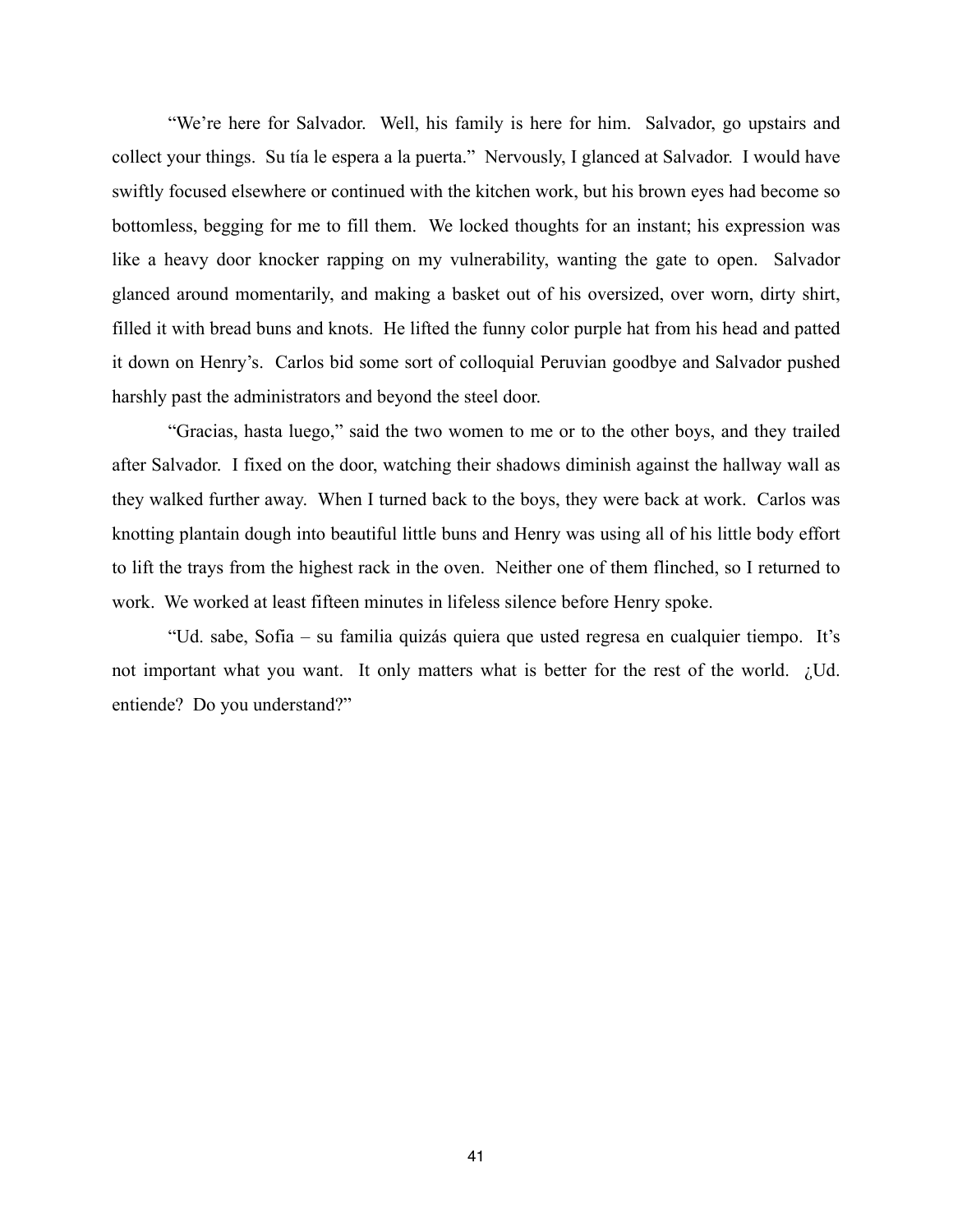"We're here for Salvador. Well, his family is here for him. Salvador, go upstairs and collect your things. Su tía le espera a la puerta." Nervously, I glanced at Salvador. I would have swiftly focused elsewhere or continued with the kitchen work, but his brown eyes had become so bottomless, begging for me to fill them. We locked thoughts for an instant; his expression was like a heavy door knocker rapping on my vulnerability, wanting the gate to open. Salvador glanced around momentarily, and making a basket out of his oversized, over worn, dirty shirt, filled it with bread buns and knots. He lifted the funny color purple hat from his head and patted it down on Henry's. Carlos bid some sort of colloquial Peruvian goodbye and Salvador pushed harshly past the administrators and beyond the steel door.

"Gracias, hasta luego," said the two women to me or to the other boys, and they trailed after Salvador. I fixed on the door, watching their shadows diminish against the hallway wall as they walked further away. When I turned back to the boys, they were back at work. Carlos was knotting plantain dough into beautiful little buns and Henry was using all of his little body effort to lift the trays from the highest rack in the oven. Neither one of them flinched, so I returned to work. We worked at least fifteen minutes in lifeless silence before Henry spoke.

"Ud. sabe, Sofia – su familia quizás quiera que usted regresa en cualquier tiempo. It's not important what you want. It only matters what is better for the rest of the world. ¿Ud. entiende? Do you understand?"